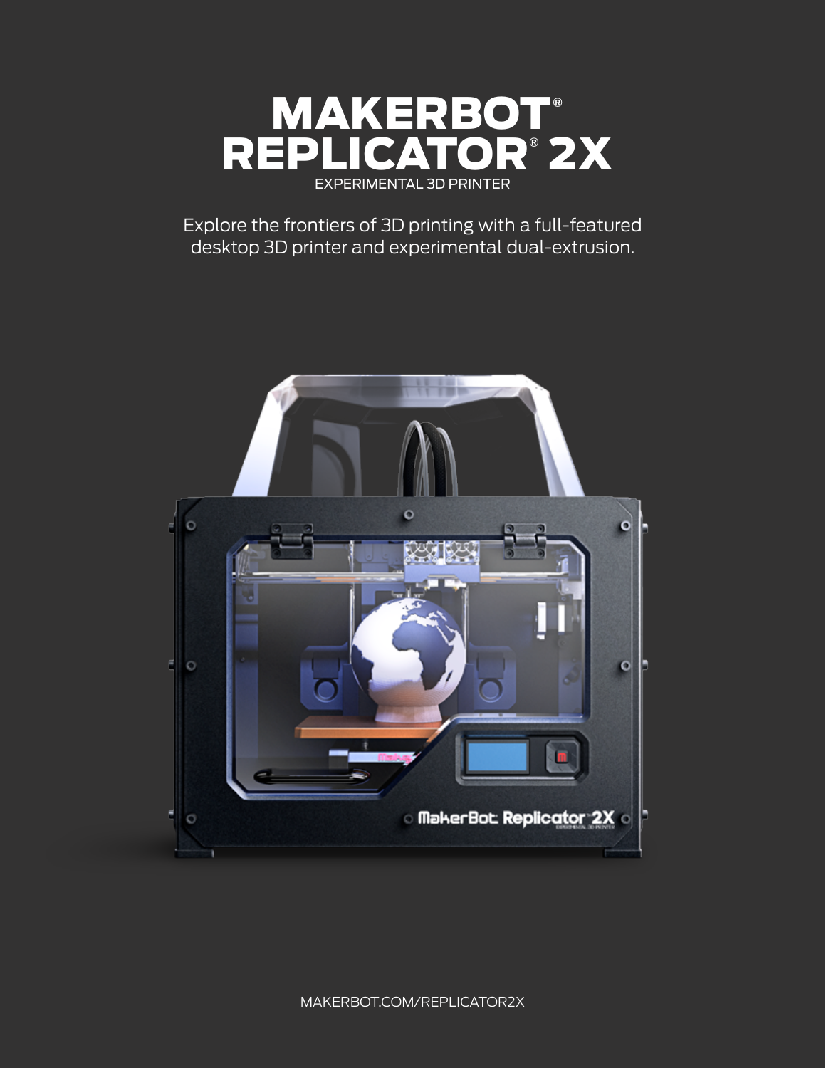# MAKERBOT® REPLICATOR® 2X

EXPERIMENTAL 3D PRINTER

Explore the frontiers of 3D printing with a full-featured desktop 3D printer and experimental dual-extrusion.

MAKERBOT.COM/REPLICATOR2X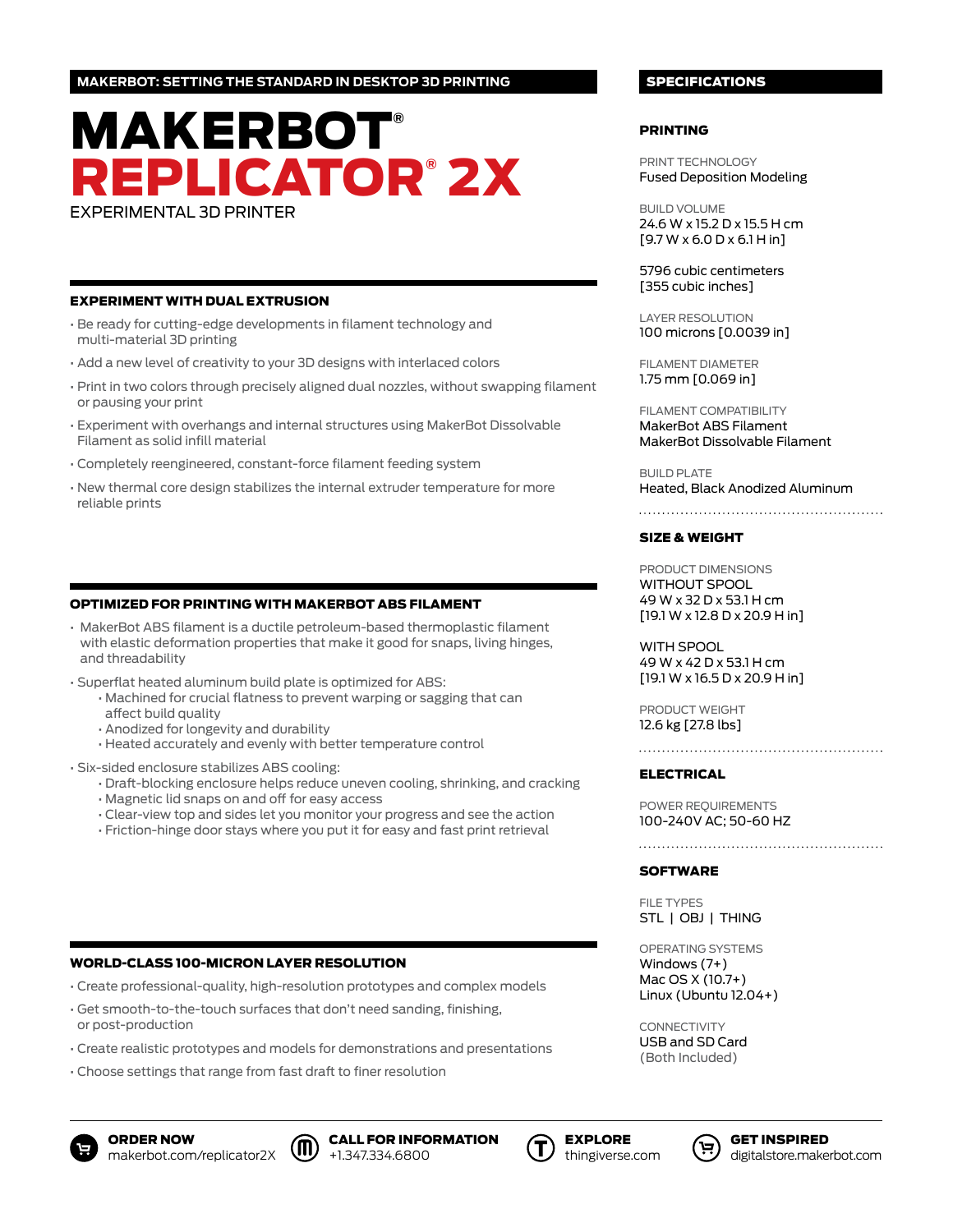MAKERBOT: SETTING THE STANDARD IN DESKTOP 3D PRINTING

# MAKERBOT® REPLICATOR® 2X

EXPERIMENTAL 3D PRINTER

## EXPERIMENT WITH DUAL EXTRUSION

- Be ready for cutting-edge developments in filament technology and multi-material 3D printing
- Add a new level of creativity to your 3D designs with interlaced colors
- Print in two colors through precisely aligned dual nozzles, without swapping filament or pausing your print
- Experiment with overhangs and internal structures using MakerBot Dissolvable Filament as solid infill material
- Completely reengineered, constant-force filament feeding system
- New thermal core design stabilizes the internal extruder temperature for more reliable prints

## OPTIMIZED FOR PRINTING WITH MAKERBOT ABS FILAMENT

- MakerBot ABS filament is a ductile petroleum-based thermoplastic filament with elastic deformation properties that make it good for snaps, living hinges, and threadability
- Superflat heated aluminum build plate is optimized for ABS:
  - Machined for crucial flatness to prevent warping or sagging that can affect build quality
  - Anodized for longevity and durability
  - Heated accurately and evenly with better temperature control
- Six-sided enclosure stabilizes ABS cooling:
  - Draft-blocking enclosure helps reduce uneven cooling, shrinking, and cracking
  - Magnetic lid snaps on and off for easy access
  - Clear-view top and sides let you monitor your progress and see the action
  - Friction-hinge door stays where you put it for easy and fast print retrieval

## WORLD-CLASS 100-MICRON LAYER RESOLUTION

- Create professional-quality, high-resolution prototypes and complex models
- Get smooth-to-the-touch surfaces that don't need sanding, finishing, or post-production
- Create realistic prototypes and models for demonstrations and presentations
- Choose settings that range from fast draft to finer resolution

## SPECIFICATIONS

### PRINTING

PRINT TECHNOLOGY
Fused Deposition Modeling

BUILD VOLUME
24.6 W x 15.2 D x 15.5 H cm
[9.7 W x 6.0 D x 6.1 H in]

5796 cubic centimeters
[355 cubic inches]

LAYER RESOLUTION
100 microns [0.0039 in]

FILAMENT DIAMETER
1.75 mm [0.069 in]

FILAMENT COMPATIBILITY
MakerBot ABS Filament
MakerBot Dissolvable Filament

BUILD PLATE
Heated, Black Anodized Aluminum

### SIZE & WEIGHT

PRODUCT DIMENSIONS
WITHOUT SPOOL
49 W x 32 D x 53.1 H cm
[19.1 W x 12.8 D x 20.9 H in]

WITH SPOOL
49 W x 42 D x 53.1 H cm
[19.1 W x 16.5 D x 20.9 H in]

PRODUCT WEIGHT
12.6 kg [27.8 lbs]

### ELECTRICAL

POWER REQUIREMENTS
100-240V AC; 50-60 HZ

### SOFTWARE

FILE TYPES
STL | OBJ | THING

OPERATING SYSTEMS
Windows (7+)
Mac OS X (10.7+)
Linux (Ubuntu 12.04+)

CONNECTIVITY
USB and SD Card
(Both Included)

**ORDER NOW**
makerbot.com/replicator2X

**CALL FOR INFORMATION**
+1.347.334.6800

**EXPLORE**
thingiverse.com

**GET INSPIRED**
digitalstore.makerbot.com